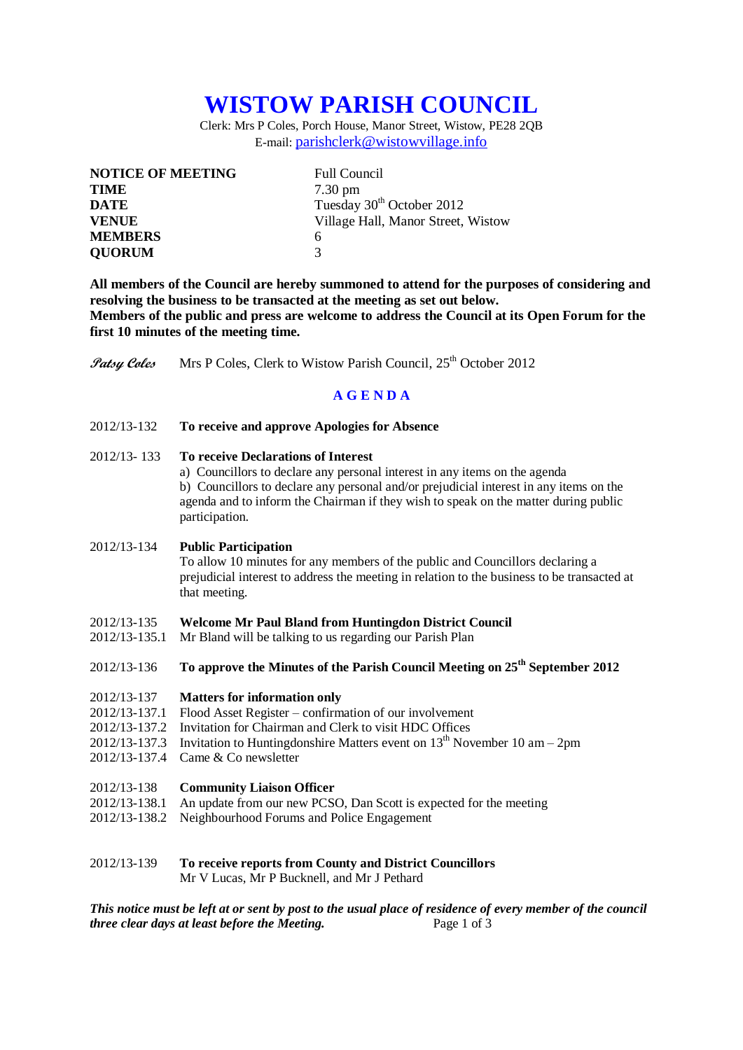# WISTOW PARISH COUNCIL

Clerk: Mrs P Coles, Porch House, Manor Street, Wistow, PE28 2QB
E-mail: parishclerk@wistowvillage.info

| | |
|---|---|
| **NOTICE OF MEETING** | Full Council |
| **TIME** | 7.30 pm |
| **DATE** | Tuesday 30th October 2012 |
| **VENUE** | Village Hall, Manor Street, Wistow |
| **MEMBERS** | 6 |
| **QUORUM** | 3 |

**All members of the Council are hereby summoned to attend for the purposes of considering and resolving the business to be transacted at the meeting as set out below.**
**Members of the public and press are welcome to address the Council at its Open Forum for the first 10 minutes of the meeting time.**

*Patsy Coles* Mrs P Coles, Clerk to Wistow Parish Council, 25th October 2012

## A G E N D A

2012/13-132 **To receive and approve Apologies for Absence**

2012/13- 133 **To receive Declarations of Interest**
a) Councillors to declare any personal interest in any items on the agenda
b) Councillors to declare any personal and/or prejudicial interest in any items on the agenda and to inform the Chairman if they wish to speak on the matter during public participation.

2012/13-134 **Public Participation**
To allow 10 minutes for any members of the public and Councillors declaring a prejudicial interest to address the meeting in relation to the business to be transacted at that meeting.

2012/13-135 **Welcome Mr Paul Bland from Huntingdon District Council**
2012/13-135.1 Mr Bland will be talking to us regarding our Parish Plan

2012/13-136 **To approve the Minutes of the Parish Council Meeting on 25th September 2012**

2012/13-137 **Matters for information only**
2012/13-137.1 Flood Asset Register – confirmation of our involvement
2012/13-137.2 Invitation for Chairman and Clerk to visit HDC Offices
2012/13-137.3 Invitation to Huntingdonshire Matters event on 13th November 10 am – 2pm
2012/13-137.4 Came & Co newsletter

2012/13-138 **Community Liaison Officer**
2012/13-138.1 An update from our new PCSO, Dan Scott is expected for the meeting
2012/13-138.2 Neighbourhood Forums and Police Engagement

2012/13-139 **To receive reports from County and District Councillors**
Mr V Lucas, Mr P Bucknell, and Mr J Pethard

***This notice must be left at or sent by post to the usual place of residence of every member of the council three clear days at least before the Meeting.***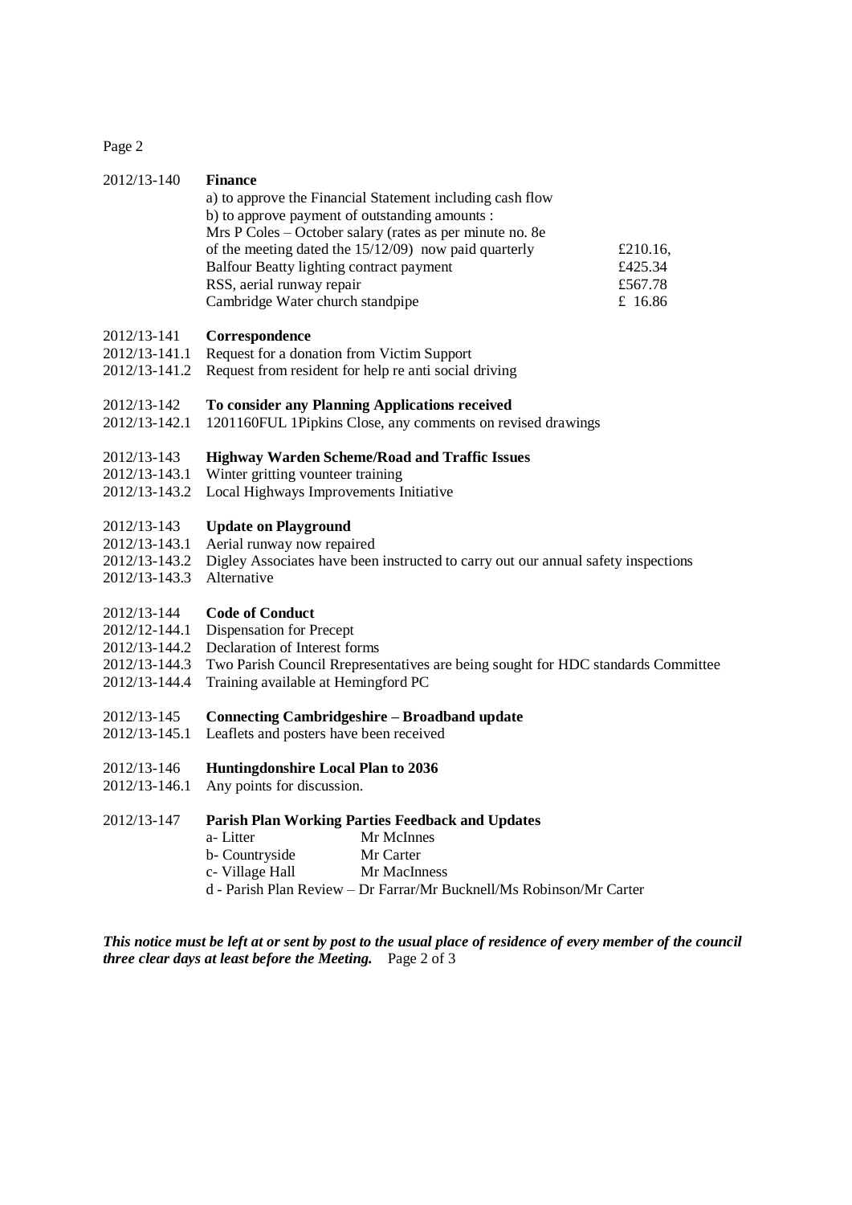2012/13-140 **Finance**

a) to approve the Financial Statement including cash flow
b) to approve payment of outstanding amounts :

| | |
|---|---|
| Mrs P Coles – October salary (rates as per minute no. 8e of the meeting dated the 15/12/09) now paid quarterly | £210.16, |
| Balfour Beatty lighting contract payment | £425.34 |
| RSS, aerial runway repair | £567.78 |
| Cambridge Water church standpipe | £ 16.86 |

2012/13-141 **Correspondence**
2012/13-141.1 Request for a donation from Victim Support
2012/13-141.2 Request from resident for help re anti social driving

2012/13-142 **To consider any Planning Applications received**
2012/13-142.1 1201160FUL 1Pipkins Close, any comments on revised drawings

2012/13-143 **Highway Warden Scheme/Road and Traffic Issues**
2012/13-143.1 Winter gritting vounteer training
2012/13-143.2 Local Highways Improvements Initiative

2012/13-143 **Update on Playground**
2012/13-143.1 Aerial runway now repaired
2012/13-143.2 Digley Associates have been instructed to carry out our annual safety inspections
2012/13-143.3 Alternative

2012/13-144 **Code of Conduct**
2012/12-144.1 Dispensation for Precept
2012/13-144.2 Declaration of Interest forms
2012/13-144.3 Two Parish Council Rrepresentatives are being sought for HDC standards Committee
2012/13-144.4 Training available at Hemingford PC

2012/13-145 **Connecting Cambridgeshire – Broadband update**
2012/13-145.1 Leaflets and posters have been received

2012/13-146 **Huntingdonshire Local Plan to 2036**
2012/13-146.1 Any points for discussion.

2012/13-147 **Parish Plan Working Parties Feedback and Updates**

a- Litter Mr McInnes
b- Countryside Mr Carter
c- Village Hall Mr MacInness
d - Parish Plan Review – Dr Farrar/Mr Bucknell/Ms Robinson/Mr Carter

***This notice must be left at or sent by post to the usual place of residence of every member of the council three clear days at least before the Meeting.***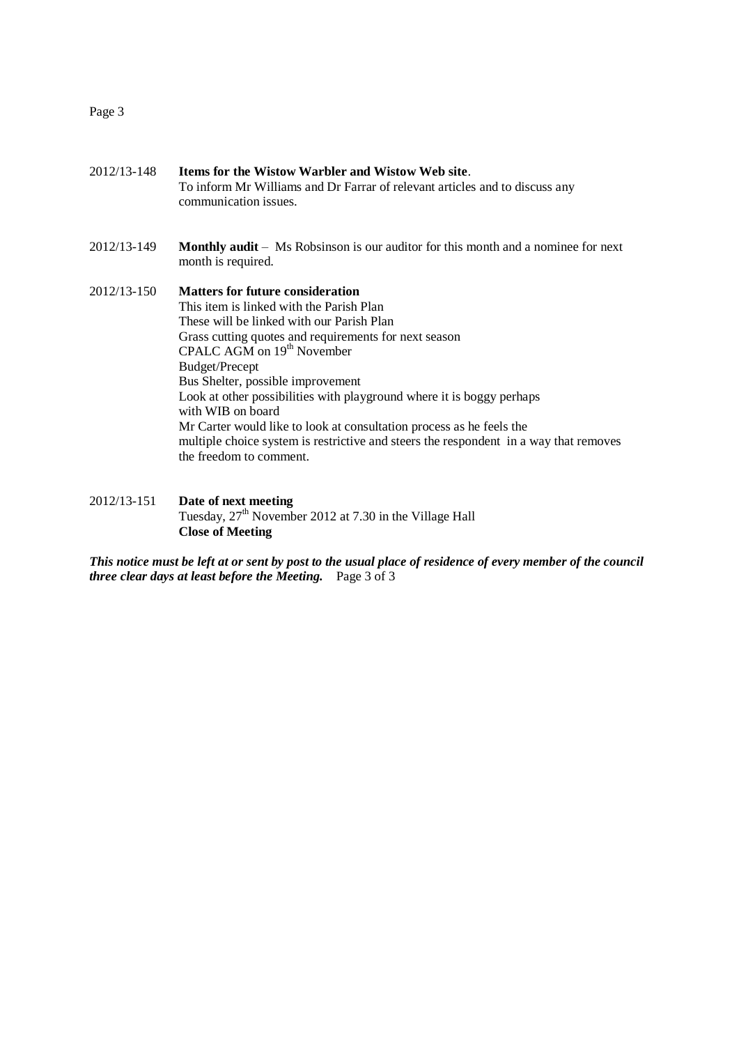2012/13-148 **Items for the Wistow Warbler and Wistow Web site**.
To inform Mr Williams and Dr Farrar of relevant articles and to discuss any communication issues.

2012/13-149 **Monthly audit** – Ms Robsinson is our auditor for this month and a nominee for next month is required.

2012/13-150 **Matters for future consideration**
This item is linked with the Parish Plan
These will be linked with our Parish Plan
Grass cutting quotes and requirements for next season
CPALC AGM on 19th November
Budget/Precept
Bus Shelter, possible improvement
Look at other possibilities with playground where it is boggy perhaps with WIB on board
Mr Carter would like to look at consultation process as he feels the multiple choice system is restrictive and steers the respondent in a way that removes the freedom to comment.

2012/13-151 **Date of next meeting**
Tuesday, 27th November 2012 at 7.30 in the Village Hall
**Close of Meeting**

***This notice must be left at or sent by post to the usual place of residence of every member of the council three clear days at least before the Meeting.***